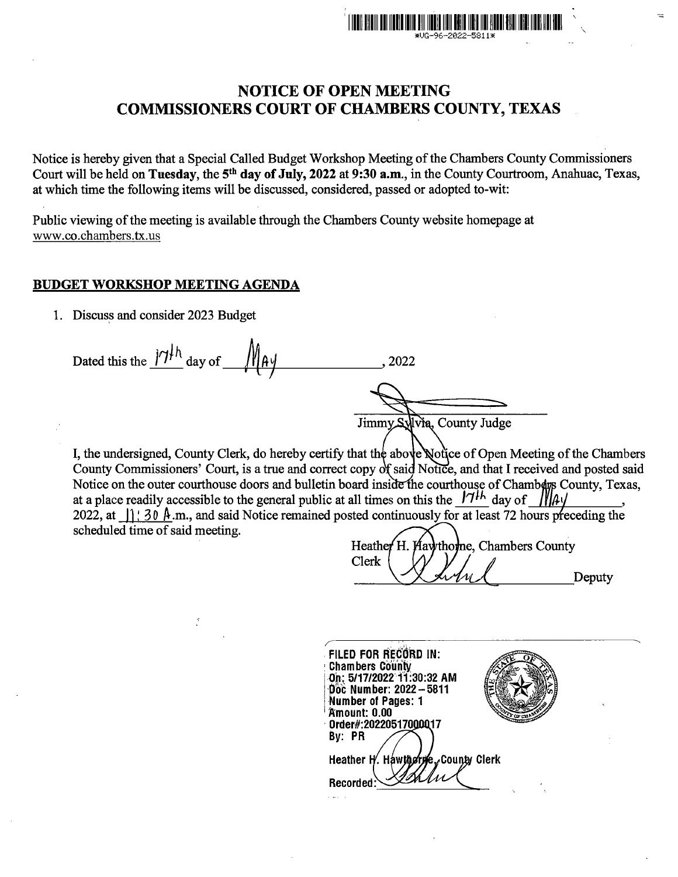*UG-96-2022-5811*

# NOTICE OF OPEN MEETING
# COMMISSIONERS COURT OF CHAMBERS COUNTY, TEXAS

Notice is hereby given that a Special Called Budget Workshop Meeting of the Chambers County Commissioners Court will be held on **Tuesday**, the **5th day of July, 2022** at **9:30 a.m.**, in the County Courtroom, Anahuac, Texas, at which time the following items will be discussed, considered, passed or adopted to-wit:

Public viewing of the meeting is available through the Chambers County website homepage at www.co.chambers.tx.us

## BUDGET WORKSHOP MEETING AGENDA

1. Discuss and consider 2023 Budget

Dated this the 17th day of May, 2022

Jimmy Sylvia, County Judge

I, the undersigned, County Clerk, do hereby certify that the above Notice of Open Meeting of the Chambers County Commissioners' Court, is a true and correct copy of said Notice, and that I received and posted said Notice on the outer courthouse doors and bulletin board inside the courthouse of Chambers County, Texas, at a place readily accessible to the general public at all times on this the 17th day of May, 2022, at 11:30 A.m., and said Notice remained posted continuously for at least 72 hours preceding the scheduled time of said meeting.

Heather H. Hawthorne, Chambers County Clerk

Deputy

FILED FOR RECORD IN:
Chambers County
On: 5/17/2022 11:30:32 AM
Doc Number: 2022 – 5811
Number of Pages: 1
Amount: 0.00
Order#:20220517000017
By: PR

Heather H. Hawthorne, County Clerk
Recorded: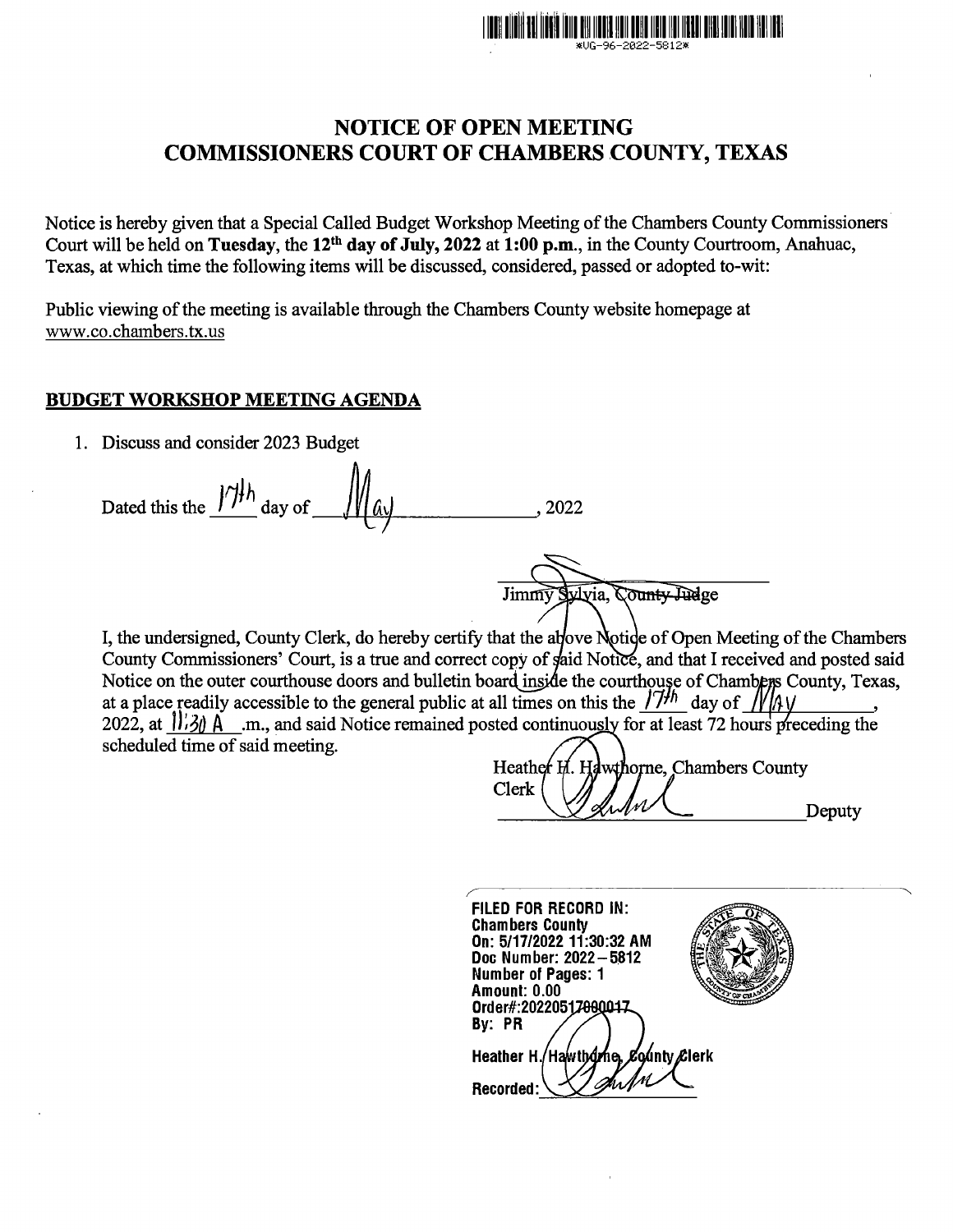*VG-96-2022-5812*

# NOTICE OF OPEN MEETING
# COMMISSIONERS COURT OF CHAMBERS COUNTY, TEXAS

Notice is hereby given that a Special Called Budget Workshop Meeting of the Chambers County Commissioners Court will be held on **Tuesday**, the **12th day of July, 2022** at **1:00 p.m.**, in the County Courtroom, Anahuac, Texas, at which time the following items will be discussed, considered, passed or adopted to-wit:

Public viewing of the meeting is available through the Chambers County website homepage at www.co.chambers.tx.us

## BUDGET WORKSHOP MEETING AGENDA

1. Discuss and consider 2023 Budget

Dated this the 17th day of May, 2022

Jimmy Sylvia, County Judge

I, the undersigned, County Clerk, do hereby certify that the above Notice of Open Meeting of the Chambers County Commissioners' Court, is a true and correct copy of said Notice, and that I received and posted said Notice on the outer courthouse doors and bulletin board inside the courthouse of Chambers County, Texas, at a place readily accessible to the general public at all times on this the 17th day of May, 2022, at 11:30 A.m., and said Notice remained posted continuously for at least 72 hours preceding the scheduled time of said meeting.

Heather H. Hawthorne, Chambers County Clerk

Deputy

**FILED FOR RECORD IN:**
**Chambers County**
**On: 5/17/2022 11:30:32 AM**
**Doc Number: 2022-5812**
**Number of Pages: 1**
**Amount: 0.00**
**Order#:20220517000017**
**By: PR**
**Heather H. Hawthorne, County Clerk**
**Recorded:**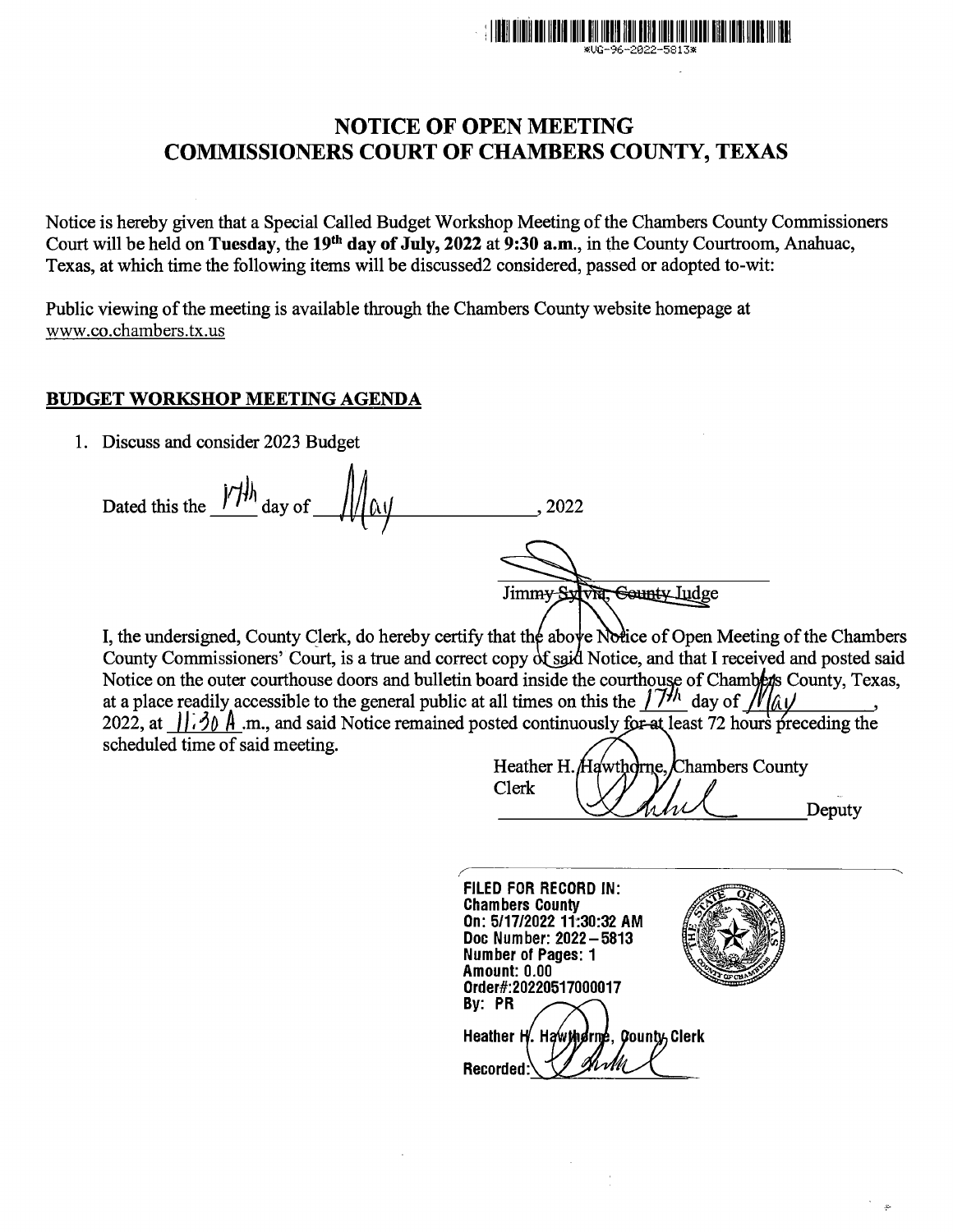*VG-96-2022-5813*

# NOTICE OF OPEN MEETING
# COMMISSIONERS COURT OF CHAMBERS COUNTY, TEXAS

Notice is hereby given that a Special Called Budget Workshop Meeting of the Chambers County Commissioners Court will be held on **Tuesday**, the **19th day of July, 2022** at **9:30 a.m.**, in the County Courtroom, Anahuac, Texas, at which time the following items will be discussed2 considered, passed or adopted to-wit:

Public viewing of the meeting is available through the Chambers County website homepage at www.co.chambers.tx.us

**BUDGET WORKSHOP MEETING AGENDA**

1. Discuss and consider 2023 Budget

Dated this the 17th day of May, 2022

Jimmy Sylvia, County Judge

I, the undersigned, County Clerk, do hereby certify that the above Notice of Open Meeting of the Chambers County Commissioners' Court, is a true and correct copy of said Notice, and that I received and posted said Notice on the outer courthouse doors and bulletin board inside the courthouse of Chambers County, Texas, at a place readily accessible to the general public at all times on this the 17th day of May, 2022, at 11:30 A.m., and said Notice remained posted continuously for at least 72 hours preceding the scheduled time of said meeting.

Heather H. Hawthorne, Chambers County Clerk

\_\_\_\_\_\_\_\_\_\_\_\_\_\_\_\_ Deputy

**FILED FOR RECORD IN:**
**Chambers County**
**On: 5/17/2022 11:30:32 AM**
**Doc Number: 2022-5813**
**Number of Pages: 1**
**Amount: 0.00**
**Order#:20220517000017**
**By: PR**
**Heather H. Hawthorne, County Clerk**
**Recorded:**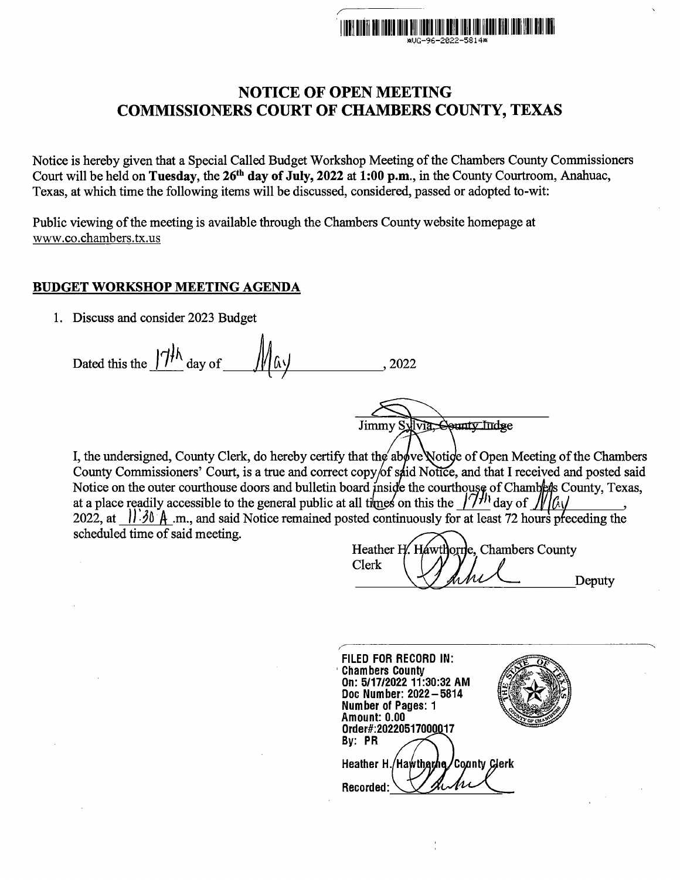*UG-96-2022-5814*

# NOTICE OF OPEN MEETING
# COMMISSIONERS COURT OF CHAMBERS COUNTY, TEXAS

Notice is hereby given that a Special Called Budget Workshop Meeting of the Chambers County Commissioners Court will be held on **Tuesday**, the **26th day of July, 2022 at 1:00 p.m.**, in the County Courtroom, Anahuac, Texas, at which time the following items will be discussed, considered, passed or adopted to-wit:

Public viewing of the meeting is available through the Chambers County website homepage at www.co.chambers.tx.us

## BUDGET WORKSHOP MEETING AGENDA

1. Discuss and consider 2023 Budget

Dated this the 17th day of May, 2022

Jimmy Sylvia, County Judge

I, the undersigned, County Clerk, do hereby certify that the above Notice of Open Meeting of the Chambers County Commissioners' Court, is a true and correct copy of said Notice, and that I received and posted said Notice on the outer courthouse doors and bulletin board inside the courthouse of Chambers County, Texas, at a place readily accessible to the general public at all times on this the 17th day of May, 2022, at 11:30 A.m., and said Notice remained posted continuously for at least 72 hours preceding the scheduled time of said meeting.

Heather H. Hawthorne, Chambers County Clerk

_______________ Deputy

FILED FOR RECORD IN:
Chambers County
On: 5/17/2022 11:30:32 AM
Doc Number: 2022-5814
Number of Pages: 1
Amount: 0.00
Order#:20220517000017
By: PR

Heather H. Hawthorne, County Clerk

Recorded: _______________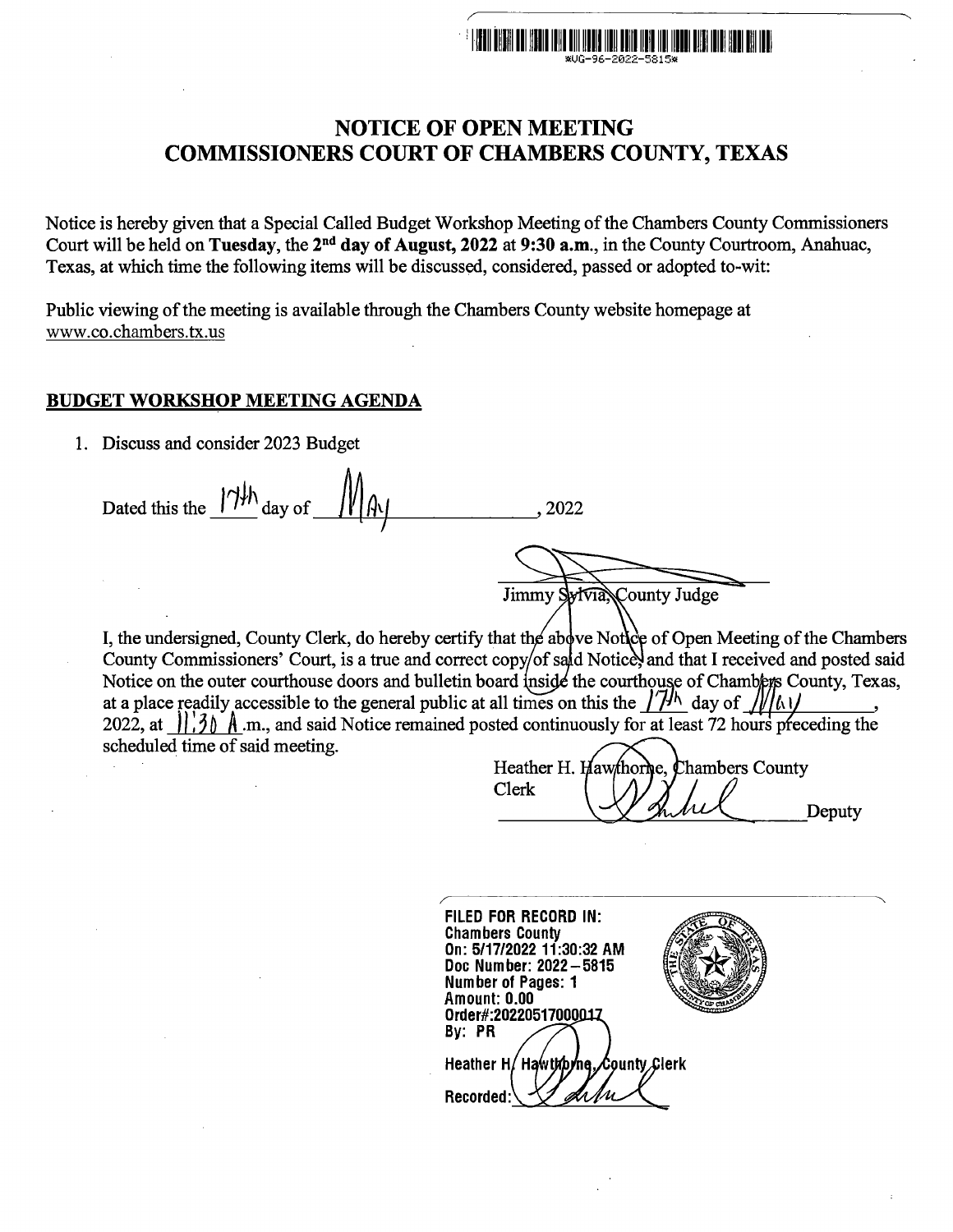*UG-96-2022-5815*

# NOTICE OF OPEN MEETING
# COMMISSIONERS COURT OF CHAMBERS COUNTY, TEXAS

Notice is hereby given that a Special Called Budget Workshop Meeting of the Chambers County Commissioners Court will be held on **Tuesday**, the **2nd day of August, 2022** at **9:30 a.m.**, in the County Courtroom, Anahuac, Texas, at which time the following items will be discussed, considered, passed or adopted to-wit:

Public viewing of the meeting is available through the Chambers County website homepage at www.co.chambers.tx.us

**BUDGET WORKSHOP MEETING AGENDA**

1. Discuss and consider 2023 Budget

Dated this the 17th day of May, 2022

Jimmy Sylvia, County Judge

I, the undersigned, County Clerk, do hereby certify that the above Notice of Open Meeting of the Chambers County Commissioners' Court, is a true and correct copy of said Notice, and that I received and posted said Notice on the outer courthouse doors and bulletin board inside the courthouse of Chambers County, Texas, at a place readily accessible to the general public at all times on this the 17th day of May, 2022, at 11:30 A.m., and said Notice remained posted continuously for at least 72 hours preceding the scheduled time of said meeting.

Heather H. Hawthorne, Chambers County Clerk

Deputy

FILED FOR RECORD IN:
Chambers County
On: 5/17/2022 11:30:32 AM
Doc Number: 2022-5815
Number of Pages: 1
Amount: 0.00
Order#:20220517000017
By: PR

Heather H. Hawthorne, County Clerk

Recorded: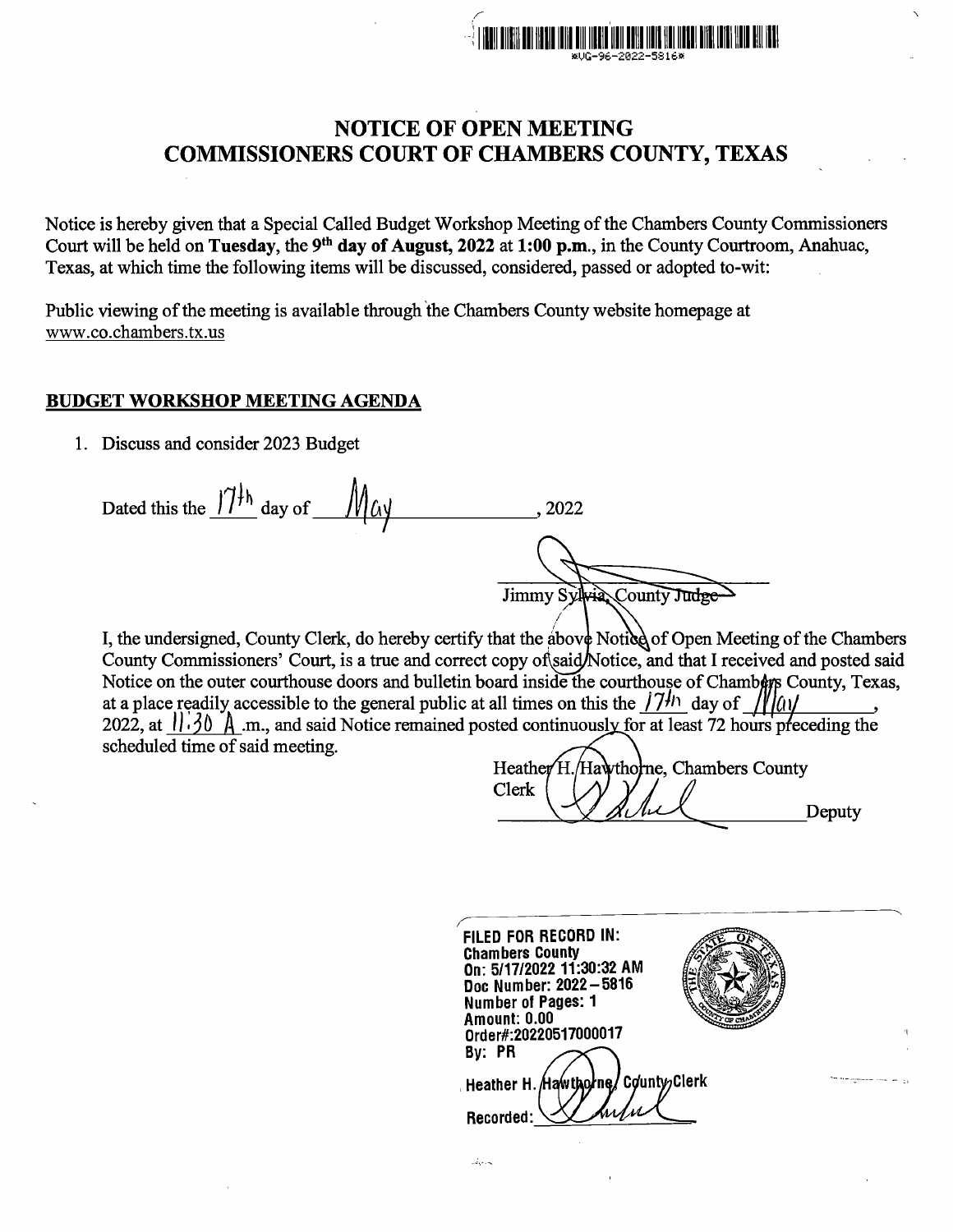*UG-96-2022-5816*

# NOTICE OF OPEN MEETING
# COMMISSIONERS COURT OF CHAMBERS COUNTY, TEXAS

Notice is hereby given that a Special Called Budget Workshop Meeting of the Chambers County Commissioners Court will be held on **Tuesday**, the **9th day of August, 2022** at **1:00 p.m.**, in the County Courtroom, Anahuac, Texas, at which time the following items will be discussed, considered, passed or adopted to-wit:

Public viewing of the meeting is available through the Chambers County website homepage at www.co.chambers.tx.us

## BUDGET WORKSHOP MEETING AGENDA

1. Discuss and consider 2023 Budget

Dated this the 17th day of May, 2022

Jimmy Sylvia, County Judge

I, the undersigned, County Clerk, do hereby certify that the above Notice of Open Meeting of the Chambers County Commissioners' Court, is a true and correct copy of said Notice, and that I received and posted said Notice on the outer courthouse doors and bulletin board inside the courthouse of Chambers County, Texas, at a place readily accessible to the general public at all times on this the 17th day of May, 2022, at 11:30 A.m., and said Notice remained posted continuously for at least 72 hours preceding the scheduled time of said meeting.

Heather H. Hawthorne, Chambers County Clerk

_______________ Deputy

**FILED FOR RECORD IN:**
**Chambers County**
**On: 5/17/2022 11:30:32 AM**
**Doc Number: 2022 – 5816**
**Number of Pages: 1**
**Amount: 0.00**
**Order#:20220517000017**
**By: PR**

**Heather H. Hawthorne, County Clerk**

**Recorded:** _______________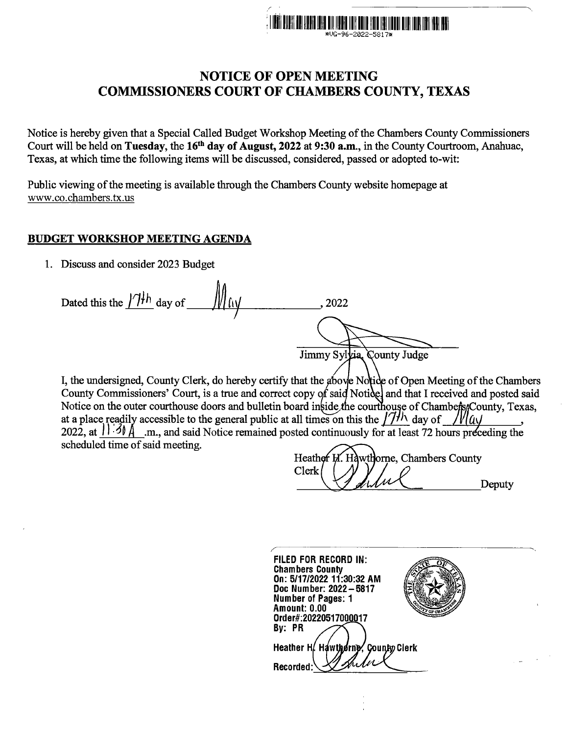*VG-96-2022-5817*

# NOTICE OF OPEN MEETING
# COMMISSIONERS COURT OF CHAMBERS COUNTY, TEXAS

Notice is hereby given that a Special Called Budget Workshop Meeting of the Chambers County Commissioners Court will be held on **Tuesday**, the **16th day of August, 2022 at 9:30 a.m.**, in the County Courtroom, Anahuac, Texas, at which time the following items will be discussed, considered, passed or adopted to-wit:

Public viewing of the meeting is available through the Chambers County website homepage at www.co.chambers.tx.us

## BUDGET WORKSHOP MEETING AGENDA

1. Discuss and consider 2023 Budget

Dated this the 17th day of May, 2022

Jimmy Sylvia, County Judge

I, the undersigned, County Clerk, do hereby certify that the above Notice of Open Meeting of the Chambers County Commissioners' Court, is a true and correct copy of said Notice and that I received and posted said Notice on the outer courthouse doors and bulletin board inside the courthouse of Chambers County, Texas, at a place readily accessible to the general public at all times on this the 17th day of May, 2022, at 11:30 A .m., and said Notice remained posted continuously for at least 72 hours preceding the scheduled time of said meeting.

Heather H. Hawthorne, Chambers County Clerk

_______________ Deputy

FILED FOR RECORD IN:
Chambers County
On: 5/17/2022 11:30:32 AM
Doc Number: 2022-5817
Number of Pages: 1
Amount: 0.00
Order#:20220517000017
By: PR
Heather H. Hawthorne, County Clerk
Recorded: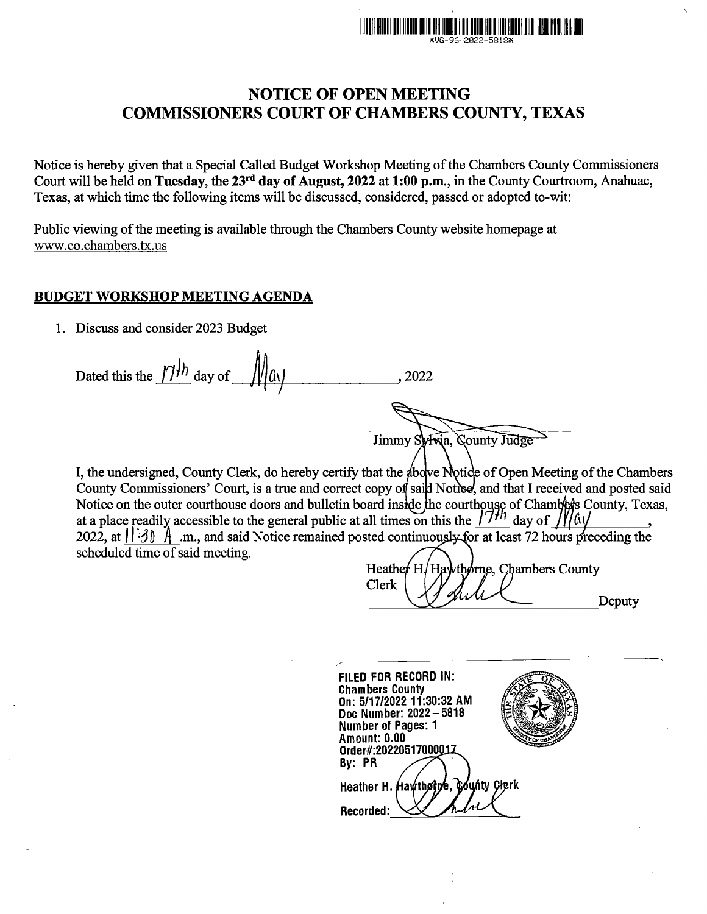*UG-96-2022-5818*

# NOTICE OF OPEN MEETING
# COMMISSIONERS COURT OF CHAMBERS COUNTY, TEXAS

Notice is hereby given that a Special Called Budget Workshop Meeting of the Chambers County Commissioners Court will be held on **Tuesday**, the **23rd day of August, 2022** at **1:00 p.m.**, in the County Courtroom, Anahuac, Texas, at which time the following items will be discussed, considered, passed or adopted to-wit:

Public viewing of the meeting is available through the Chambers County website homepage at www.co.chambers.tx.us

## BUDGET WORKSHOP MEETING AGENDA

1. Discuss and consider 2023 Budget

Dated this the 17th day of May, 2022

Jimmy Sylvia, County Judge

I, the undersigned, County Clerk, do hereby certify that the above Notice of Open Meeting of the Chambers County Commissioners' Court, is a true and correct copy of said Notice, and that I received and posted said Notice on the outer courthouse doors and bulletin board inside the courthouse of Chambers County, Texas, at a place readily accessible to the general public at all times on this the 17th day of May, 2022, at 11:30 A .m., and said Notice remained posted continuously for at least 72 hours preceding the scheduled time of said meeting.

Heather H. Hawthorne, Chambers County Clerk

Deputy

FILED FOR RECORD IN:
Chambers County
On: 5/17/2022 11:30:32 AM
Doc Number: 2022 – 5818
Number of Pages: 1
Amount: 0.00
Order#:20220517000017
By: PR

Heather H. Hawthorne, County Clerk

Recorded: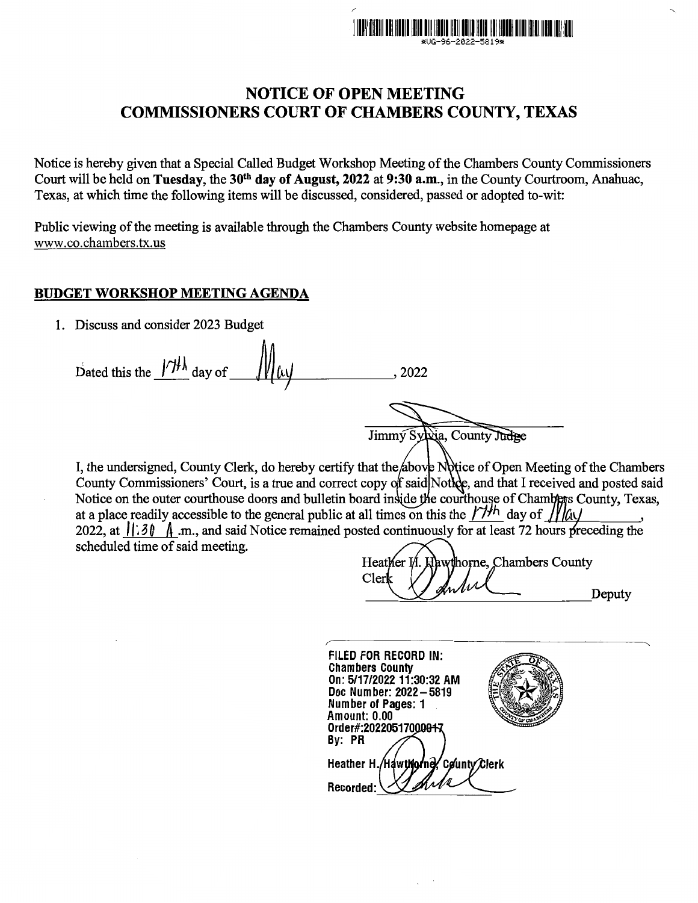*VG-96-2022-5819*

# NOTICE OF OPEN MEETING
# COMMISSIONERS COURT OF CHAMBERS COUNTY, TEXAS

Notice is hereby given that a Special Called Budget Workshop Meeting of the Chambers County Commissioners Court will be held on **Tuesday**, the **30th day of August, 2022** at **9:30 a.m.**, in the County Courtroom, Anahuac, Texas, at which time the following items will be discussed, considered, passed or adopted to-wit:

Public viewing of the meeting is available through the Chambers County website homepage at www.co.chambers.tx.us

## BUDGET WORKSHOP MEETING AGENDA

1. Discuss and consider 2023 Budget

Dated this the 17th day of May, 2022

Jimmy Sylvia, County Judge

I, the undersigned, County Clerk, do hereby certify that the above Notice of Open Meeting of the Chambers County Commissioners' Court, is a true and correct copy of said Notice, and that I received and posted said Notice on the outer courthouse doors and bulletin board inside the courthouse of Chambers County, Texas, at a place readily accessible to the general public at all times on this the 17th day of May, 2022, at 11:30 A.m., and said Notice remained posted continuously for at least 72 hours preceding the scheduled time of said meeting.

Heather H. Hawthorne, Chambers County Clerk

Deputy

FILED FOR RECORD IN:
Chambers County
On: 5/17/2022 11:30:32 AM
Doc Number: 2022 – 5819
Number of Pages: 1
Amount: 0.00
Order#:20220517000017
By: PR

Heather H. Hawthorne, County Clerk
Recorded: